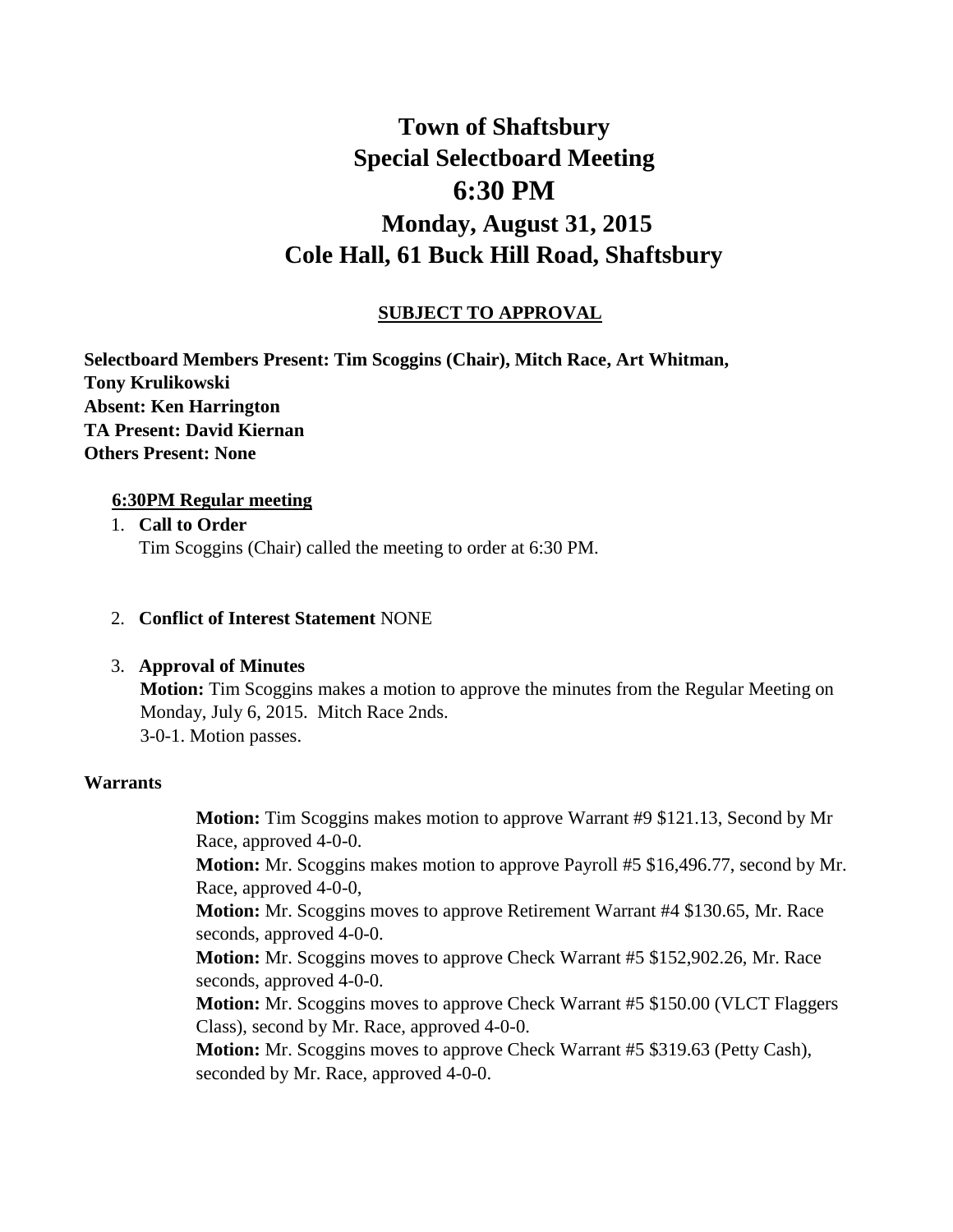# Town of Shaftsbury
# Special Selectboard Meeting
# 6:30 PM
## Monday, August 31, 2015
## Cole Hall, 61 Buck Hill Road, Shaftsbury

**SUBJECT TO APPROVAL**

**Selectboard Members Present: Tim Scoggins (Chair), Mitch Race, Art Whitman, Tony Krulikowski**
**Absent: Ken Harrington**
**TA Present: David Kiernan**
**Others Present: None**

**6:30PM Regular meeting**

1. **Call to Order**
   Tim Scoggins (Chair) called the meeting to order at 6:30 PM.

2. **Conflict of Interest Statement** NONE

3. **Approval of Minutes**
   **Motion:** Tim Scoggins makes a motion to approve the minutes from the Regular Meeting on Monday, July 6, 2015. Mitch Race 2nds.
   3-0-1. Motion passes.

**Warrants**

**Motion:** Tim Scoggins makes motion to approve Warrant #9 $121.13, Second by Mr Race, approved 4-0-0.
**Motion:** Mr. Scoggins makes motion to approve Payroll #5 $16,496.77, second by Mr. Race, approved 4-0-0,
**Motion:** Mr. Scoggins moves to approve Retirement Warrant #4 $130.65, Mr. Race seconds, approved 4-0-0.
**Motion:** Mr. Scoggins moves to approve Check Warrant #5 $152,902.26, Mr. Race seconds, approved 4-0-0.
**Motion:** Mr. Scoggins moves to approve Check Warrant #5 $150.00 (VLCT Flaggers Class), second by Mr. Race, approved 4-0-0.
**Motion:** Mr. Scoggins moves to approve Check Warrant #5 $319.63 (Petty Cash), seconded by Mr. Race, approved 4-0-0.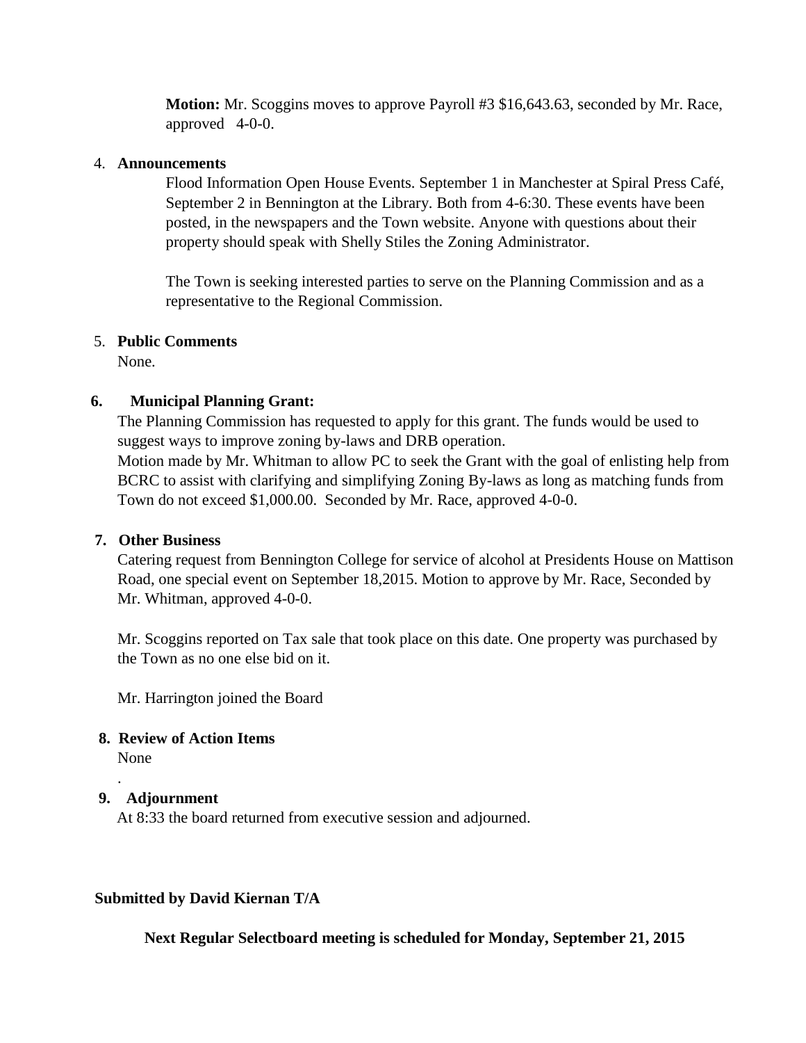**Motion:** Mr. Scoggins moves to approve Payroll #3 $16,643.63, seconded by Mr. Race, approved 4-0-0.

4. **Announcements**

   Flood Information Open House Events. September 1 in Manchester at Spiral Press Café, September 2 in Bennington at the Library. Both from 4-6:30. These events have been posted, in the newspapers and the Town website. Anyone with questions about their property should speak with Shelly Stiles the Zoning Administrator.

   The Town is seeking interested parties to serve on the Planning Commission and as a representative to the Regional Commission.

5. **Public Comments**

   None.

6. **Municipal Planning Grant:**

   The Planning Commission has requested to apply for this grant. The funds would be used to suggest ways to improve zoning by-laws and DRB operation.
   Motion made by Mr. Whitman to allow PC to seek the Grant with the goal of enlisting help from BCRC to assist with clarifying and simplifying Zoning By-laws as long as matching funds from Town do not exceed $1,000.00. Seconded by Mr. Race, approved 4-0-0.

7. **Other Business**

   Catering request from Bennington College for service of alcohol at Presidents House on Mattison Road, one special event on September 18,2015. Motion to approve by Mr. Race, Seconded by Mr. Whitman, approved 4-0-0.

   Mr. Scoggins reported on Tax sale that took place on this date. One property was purchased by the Town as no one else bid on it.

   Mr. Harrington joined the Board

8. **Review of Action Items**

   None

   .

9. **Adjournment**

   At 8:33 the board returned from executive session and adjourned.

**Submitted by David Kiernan T/A**

**Next Regular Selectboard meeting is scheduled for Monday, September 21, 2015**